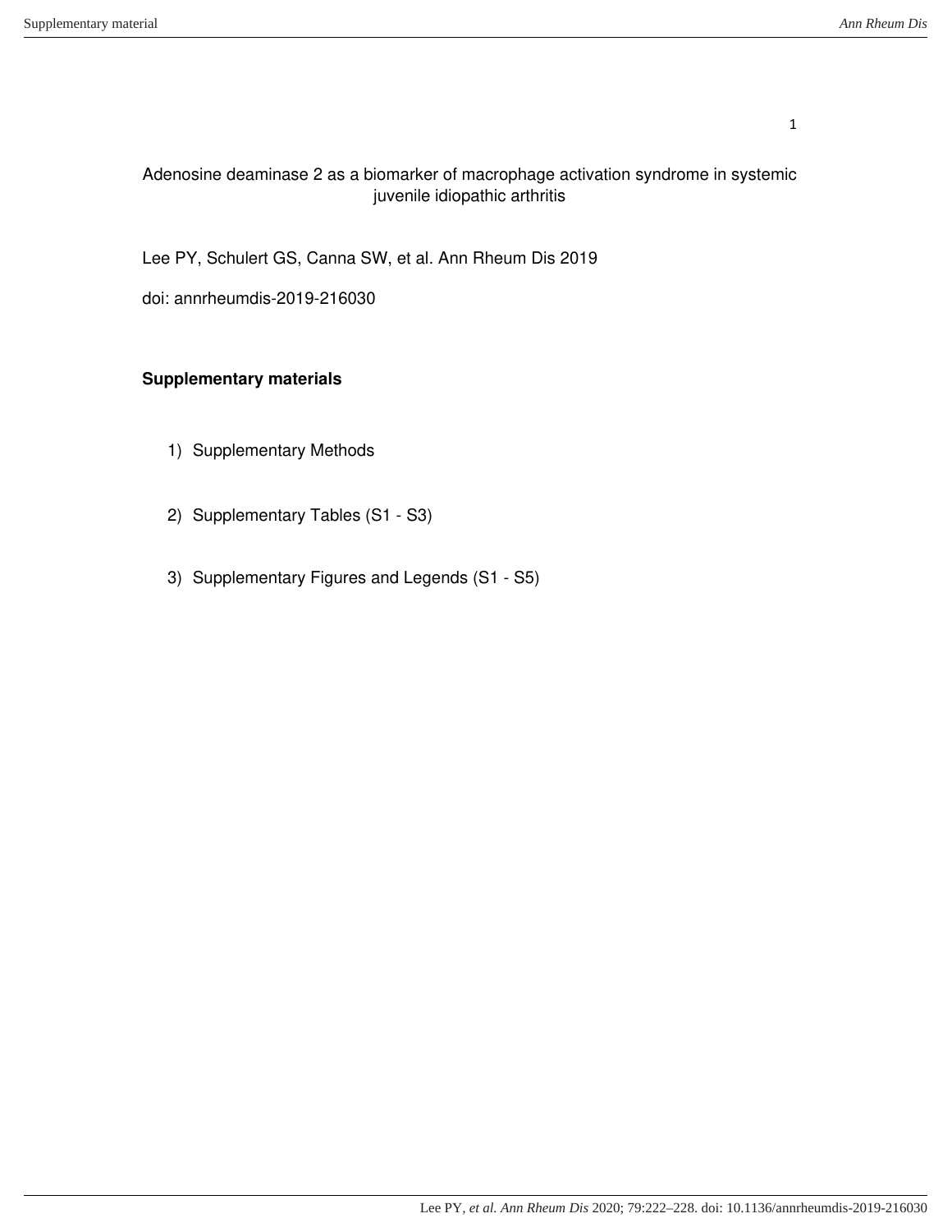Adenosine deaminase 2 as a biomarker of macrophage activation syndrome in systemic juvenile idiopathic arthritis

Lee PY, Schulert GS, Canna SW, et al. Ann Rheum Dis 2019

doi: annrheumdis-2019-216030

**Supplementary materials**

1) Supplementary Methods
2) Supplementary Tables (S1 - S3)
3) Supplementary Figures and Legends (S1 - S5)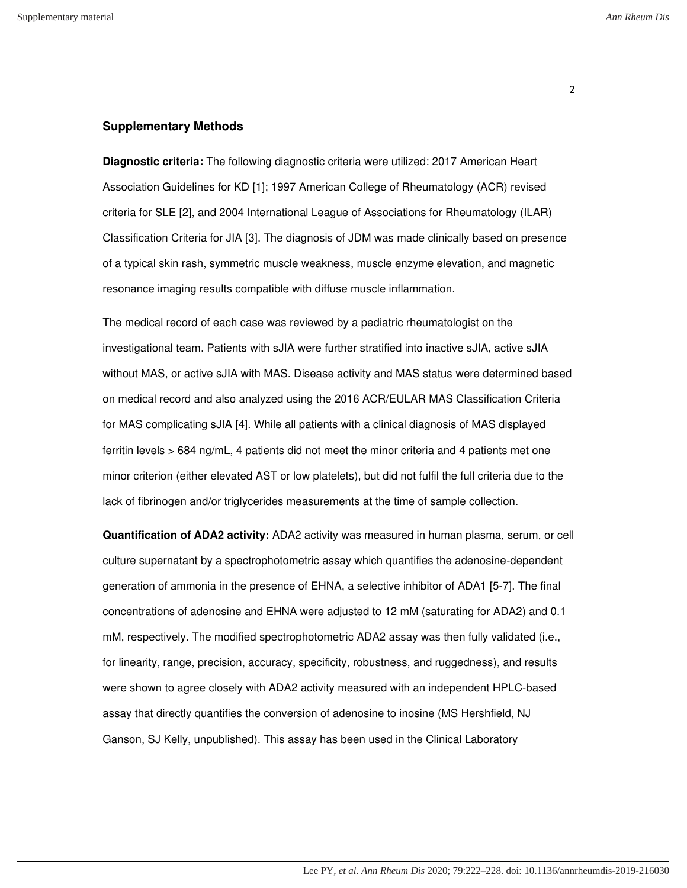## Supplementary Methods

**Diagnostic criteria:** The following diagnostic criteria were utilized: 2017 American Heart Association Guidelines for KD [1]; 1997 American College of Rheumatology (ACR) revised criteria for SLE [2], and 2004 International League of Associations for Rheumatology (ILAR) Classification Criteria for JIA [3]. The diagnosis of JDM was made clinically based on presence of a typical skin rash, symmetric muscle weakness, muscle enzyme elevation, and magnetic resonance imaging results compatible with diffuse muscle inflammation.

The medical record of each case was reviewed by a pediatric rheumatologist on the investigational team. Patients with sJIA were further stratified into inactive sJIA, active sJIA without MAS, or active sJIA with MAS. Disease activity and MAS status were determined based on medical record and also analyzed using the 2016 ACR/EULAR MAS Classification Criteria for MAS complicating sJIA [4]. While all patients with a clinical diagnosis of MAS displayed ferritin levels > 684 ng/mL, 4 patients did not meet the minor criteria and 4 patients met one minor criterion (either elevated AST or low platelets), but did not fulfil the full criteria due to the lack of fibrinogen and/or triglycerides measurements at the time of sample collection.

**Quantification of ADA2 activity:** ADA2 activity was measured in human plasma, serum, or cell culture supernatant by a spectrophotometric assay which quantifies the adenosine-dependent generation of ammonia in the presence of EHNA, a selective inhibitor of ADA1 [5-7]. The final concentrations of adenosine and EHNA were adjusted to 12 mM (saturating for ADA2) and 0.1 mM, respectively. The modified spectrophotometric ADA2 assay was then fully validated (i.e., for linearity, range, precision, accuracy, specificity, robustness, and ruggedness), and results were shown to agree closely with ADA2 activity measured with an independent HPLC-based assay that directly quantifies the conversion of adenosine to inosine (MS Hershfield, NJ Ganson, SJ Kelly, unpublished). This assay has been used in the Clinical Laboratory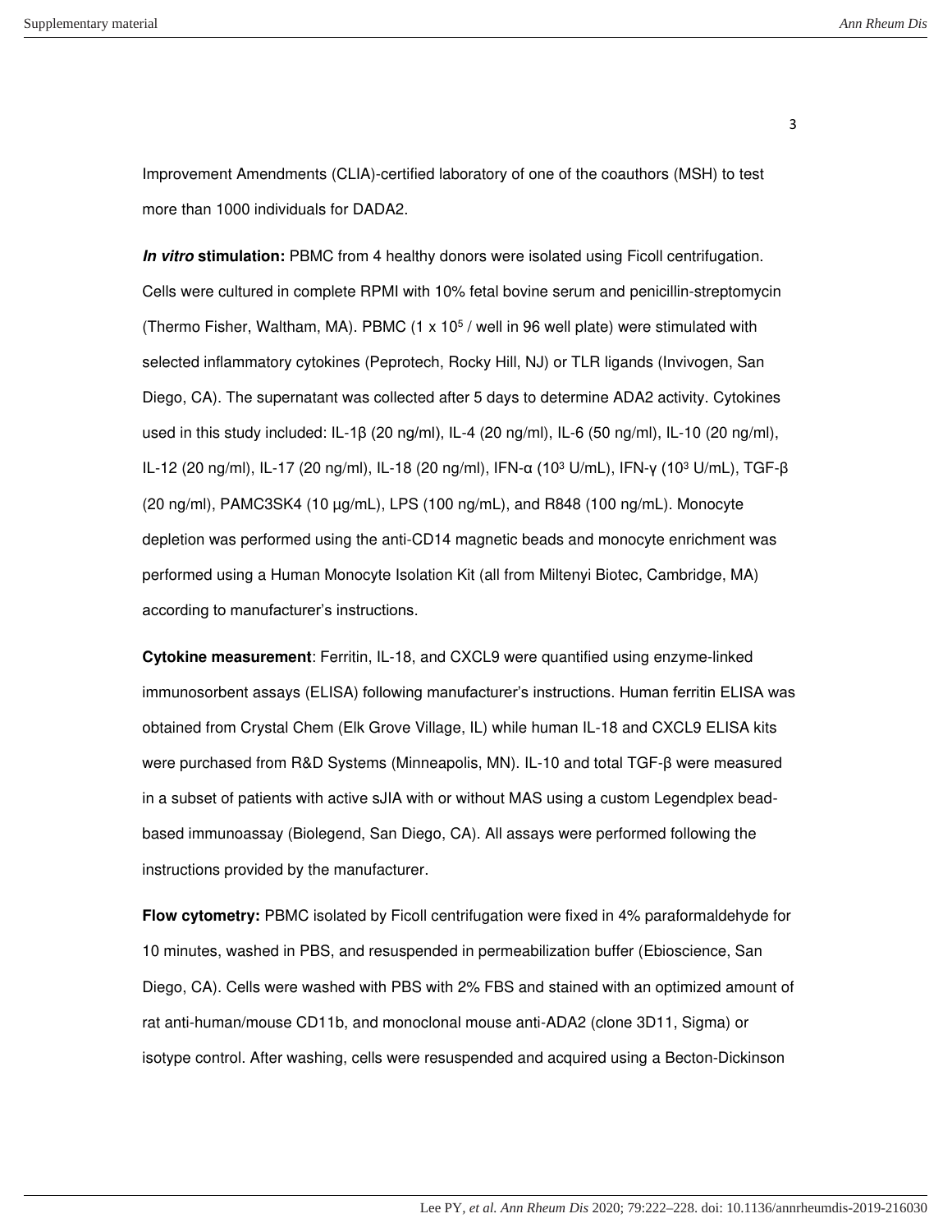Improvement Amendments (CLIA)-certified laboratory of one of the coauthors (MSH) to test more than 1000 individuals for DADA2.

***In vitro* stimulation:** PBMC from 4 healthy donors were isolated using Ficoll centrifugation. Cells were cultured in complete RPMI with 10% fetal bovine serum and penicillin-streptomycin (Thermo Fisher, Waltham, MA). PBMC ($1 \times 10^5$ / well in 96 well plate) were stimulated with selected inflammatory cytokines (Peprotech, Rocky Hill, NJ) or TLR ligands (Invivogen, San Diego, CA). The supernatant was collected after 5 days to determine ADA2 activity. Cytokines used in this study included: IL-1β (20 ng/ml), IL-4 (20 ng/ml), IL-6 (50 ng/ml), IL-10 (20 ng/ml), IL-12 (20 ng/ml), IL-17 (20 ng/ml), IL-18 (20 ng/ml), IFN-α ($10^3$ U/mL), IFN-γ ($10^3$ U/mL), TGF-β (20 ng/ml), PAMC3SK4 (10 µg/mL), LPS (100 ng/mL), and R848 (100 ng/mL). Monocyte depletion was performed using the anti-CD14 magnetic beads and monocyte enrichment was performed using a Human Monocyte Isolation Kit (all from Miltenyi Biotec, Cambridge, MA) according to manufacturer's instructions.

**Cytokine measurement**: Ferritin, IL-18, and CXCL9 were quantified using enzyme-linked immunosorbent assays (ELISA) following manufacturer's instructions. Human ferritin ELISA was obtained from Crystal Chem (Elk Grove Village, IL) while human IL-18 and CXCL9 ELISA kits were purchased from R&D Systems (Minneapolis, MN). IL-10 and total TGF-β were measured in a subset of patients with active sJIA with or without MAS using a custom Legendplex bead-based immunoassay (Biolegend, San Diego, CA). All assays were performed following the instructions provided by the manufacturer.

**Flow cytometry:** PBMC isolated by Ficoll centrifugation were fixed in 4% paraformaldehyde for 10 minutes, washed in PBS, and resuspended in permeabilization buffer (Ebioscience, San Diego, CA). Cells were washed with PBS with 2% FBS and stained with an optimized amount of rat anti-human/mouse CD11b, and monoclonal mouse anti-ADA2 (clone 3D11, Sigma) or isotype control. After washing, cells were resuspended and acquired using a Becton-Dickinson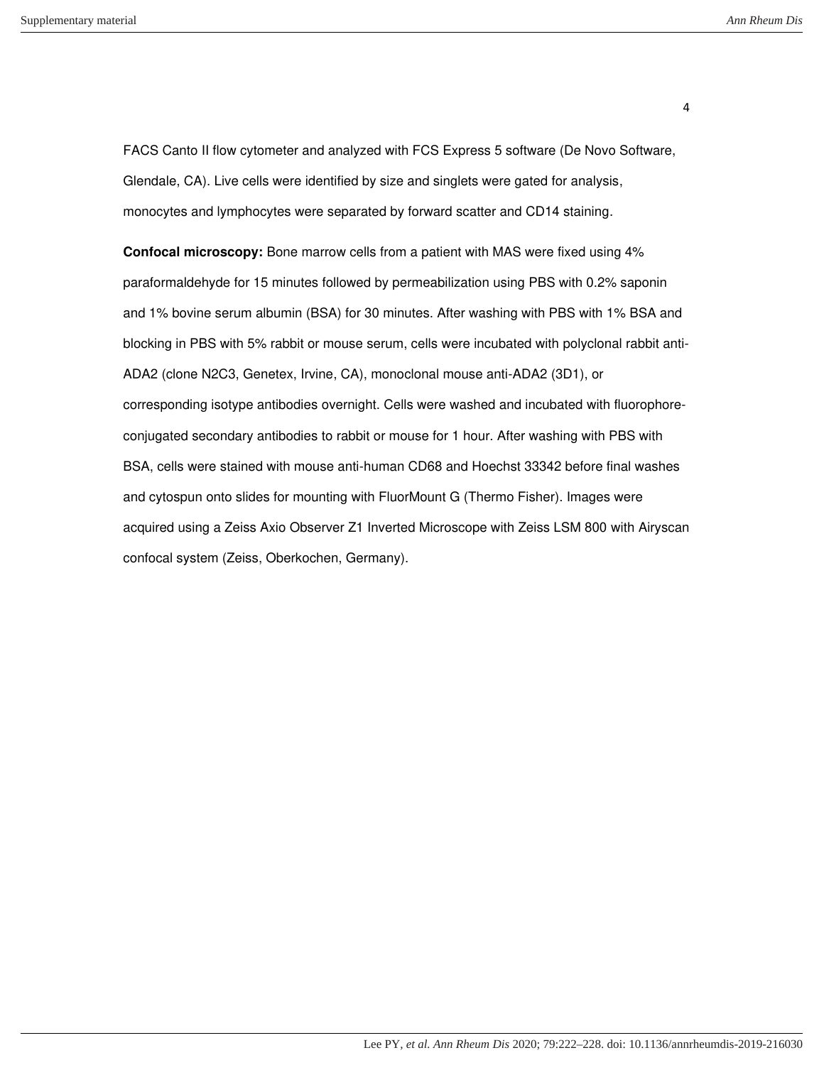FACS Canto II flow cytometer and analyzed with FCS Express 5 software (De Novo Software, Glendale, CA). Live cells were identified by size and singlets were gated for analysis, monocytes and lymphocytes were separated by forward scatter and CD14 staining.

**Confocal microscopy:** Bone marrow cells from a patient with MAS were fixed using 4% paraformaldehyde for 15 minutes followed by permeabilization using PBS with 0.2% saponin and 1% bovine serum albumin (BSA) for 30 minutes. After washing with PBS with 1% BSA and blocking in PBS with 5% rabbit or mouse serum, cells were incubated with polyclonal rabbit anti-ADA2 (clone N2C3, Genetex, Irvine, CA), monoclonal mouse anti-ADA2 (3D1), or corresponding isotype antibodies overnight. Cells were washed and incubated with fluorophore-conjugated secondary antibodies to rabbit or mouse for 1 hour. After washing with PBS with BSA, cells were stained with mouse anti-human CD68 and Hoechst 33342 before final washes and cytospun onto slides for mounting with FluorMount G (Thermo Fisher). Images were acquired using a Zeiss Axio Observer Z1 Inverted Microscope with Zeiss LSM 800 with Airyscan confocal system (Zeiss, Oberkochen, Germany).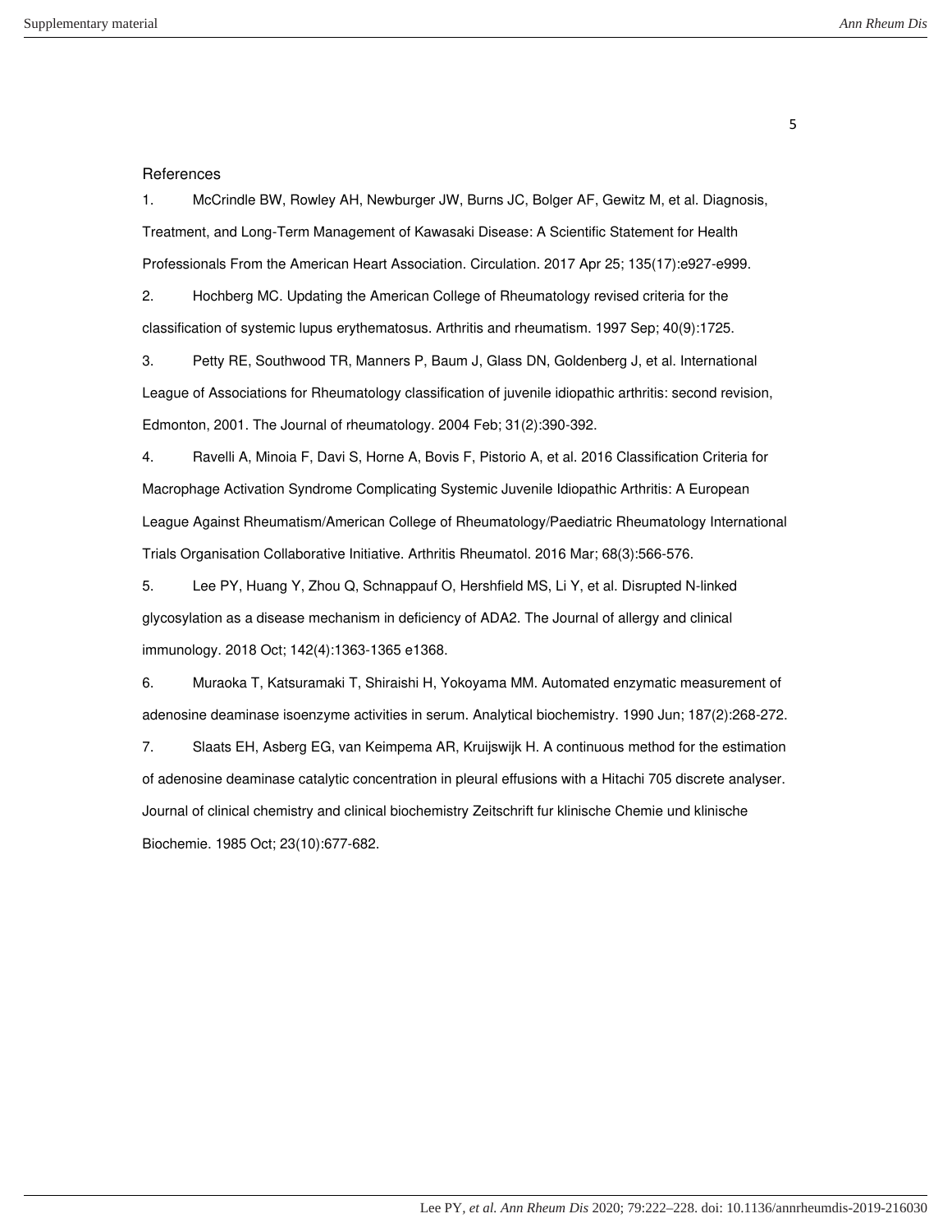## References

1. McCrindle BW, Rowley AH, Newburger JW, Burns JC, Bolger AF, Gewitz M, et al. Diagnosis, Treatment, and Long-Term Management of Kawasaki Disease: A Scientific Statement for Health Professionals From the American Heart Association. Circulation. 2017 Apr 25; 135(17):e927-e999.
2. Hochberg MC. Updating the American College of Rheumatology revised criteria for the classification of systemic lupus erythematosus. Arthritis and rheumatism. 1997 Sep; 40(9):1725.
3. Petty RE, Southwood TR, Manners P, Baum J, Glass DN, Goldenberg J, et al. International League of Associations for Rheumatology classification of juvenile idiopathic arthritis: second revision, Edmonton, 2001. The Journal of rheumatology. 2004 Feb; 31(2):390-392.
4. Ravelli A, Minoia F, Davi S, Horne A, Bovis F, Pistorio A, et al. 2016 Classification Criteria for Macrophage Activation Syndrome Complicating Systemic Juvenile Idiopathic Arthritis: A European League Against Rheumatism/American College of Rheumatology/Paediatric Rheumatology International Trials Organisation Collaborative Initiative. Arthritis Rheumatol. 2016 Mar; 68(3):566-576.
5. Lee PY, Huang Y, Zhou Q, Schnappauf O, Hershfield MS, Li Y, et al. Disrupted N-linked glycosylation as a disease mechanism in deficiency of ADA2. The Journal of allergy and clinical immunology. 2018 Oct; 142(4):1363-1365 e1368.
6. Muraoka T, Katsuramaki T, Shiraishi H, Yokoyama MM. Automated enzymatic measurement of adenosine deaminase isoenzyme activities in serum. Analytical biochemistry. 1990 Jun; 187(2):268-272.
7. Slaats EH, Asberg EG, van Keimpema AR, Kruijswijk H. A continuous method for the estimation of adenosine deaminase catalytic concentration in pleural effusions with a Hitachi 705 discrete analyser. Journal of clinical chemistry and clinical biochemistry Zeitschrift fur klinische Chemie und klinische Biochemie. 1985 Oct; 23(10):677-682.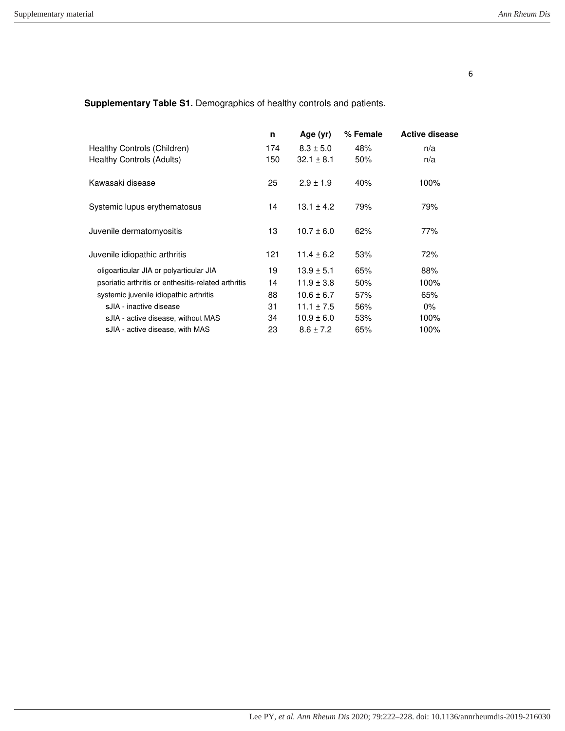**Supplementary Table S1.** Demographics of healthy controls and patients.

| | n | Age (yr) | % Female | Active disease |
|---|---|---|---|---|
| Healthy Controls (Children) | 174 | 8.3 ± 5.0 | 48% | n/a |
| Healthy Controls (Adults) | 150 | 32.1 ± 8.1 | 50% | n/a |
| Kawasaki disease | 25 | 2.9 ± 1.9 | 40% | 100% |
| Systemic lupus erythematosus | 14 | 13.1 ± 4.2 | 79% | 79% |
| Juvenile dermatomyositis | 13 | 10.7 ± 6.0 | 62% | 77% |
| Juvenile idiopathic arthritis | 121 | 11.4 ± 6.2 | 53% | 72% |
| oligoarticular JIA or polyarticular JIA | 19 | 13.9 ± 5.1 | 65% | 88% |
| psoriatic arthritis or enthesitis-related arthritis | 14 | 11.9 ± 3.8 | 50% | 100% |
| systemic juvenile idiopathic arthritis | 88 | 10.6 ± 6.7 | 57% | 65% |
| sJIA - inactive disease | 31 | 11.1 ± 7.5 | 56% | 0% |
| sJIA - active disease, without MAS | 34 | 10.9 ± 6.0 | 53% | 100% |
| sJIA - active disease, with MAS | 23 | 8.6 ± 7.2 | 65% | 100% |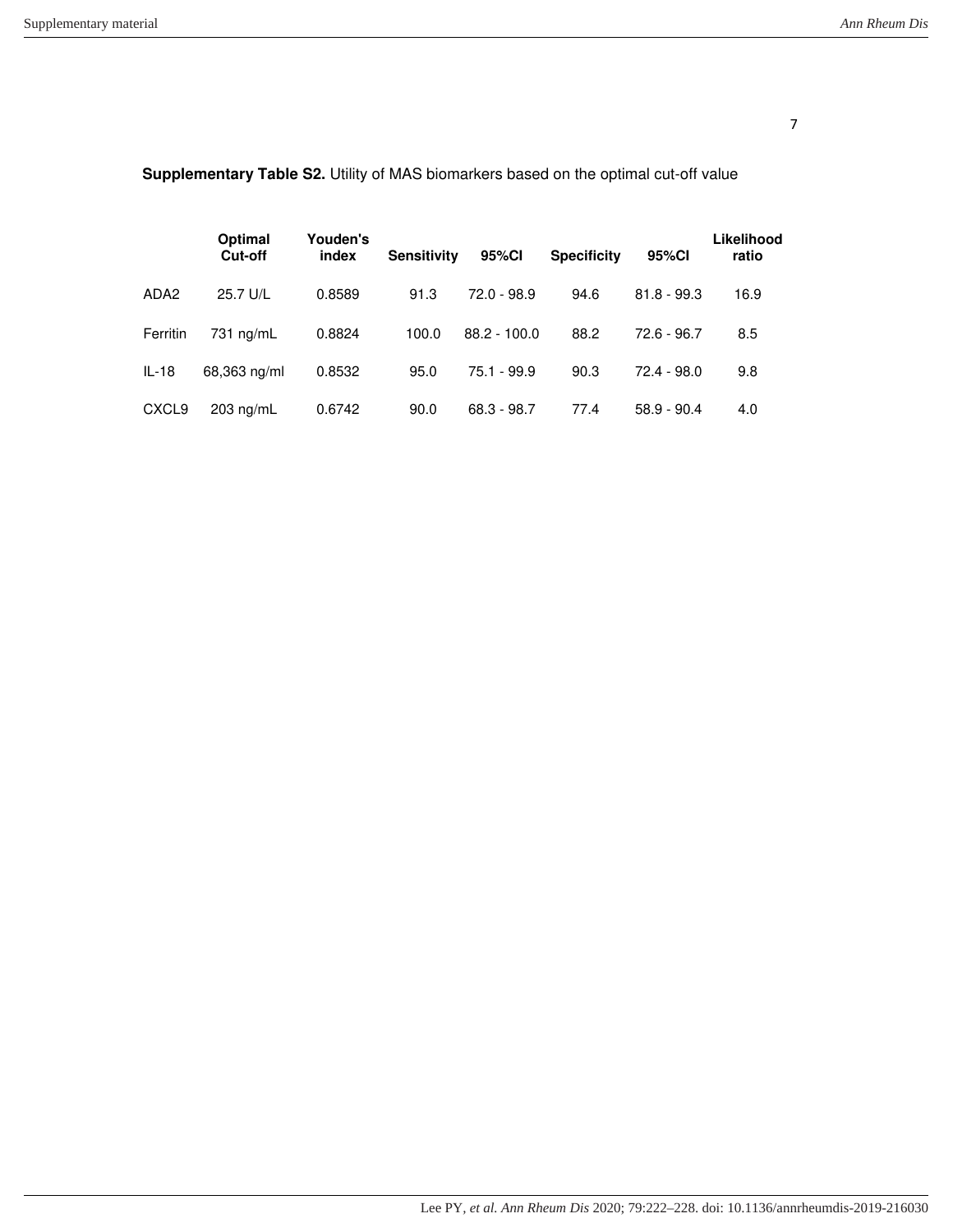**Supplementary Table S2.** Utility of MAS biomarkers based on the optimal cut-off value

| | Optimal Cut-off | Youden's index | Sensitivity | 95%CI | Specificity | 95%CI | Likelihood ratio |
|---|---|---|---|---|---|---|---|
| ADA2 | 25.7 U/L | 0.8589 | 91.3 | 72.0 - 98.9 | 94.6 | 81.8 - 99.3 | 16.9 |
| Ferritin | 731 ng/mL | 0.8824 | 100.0 | 88.2 - 100.0 | 88.2 | 72.6 - 96.7 | 8.5 |
| IL-18 | 68,363 ng/ml | 0.8532 | 95.0 | 75.1 - 99.9 | 90.3 | 72.4 - 98.0 | 9.8 |
| CXCL9 | 203 ng/mL | 0.6742 | 90.0 | 68.3 - 98.7 | 77.4 | 58.9 - 90.4 | 4.0 |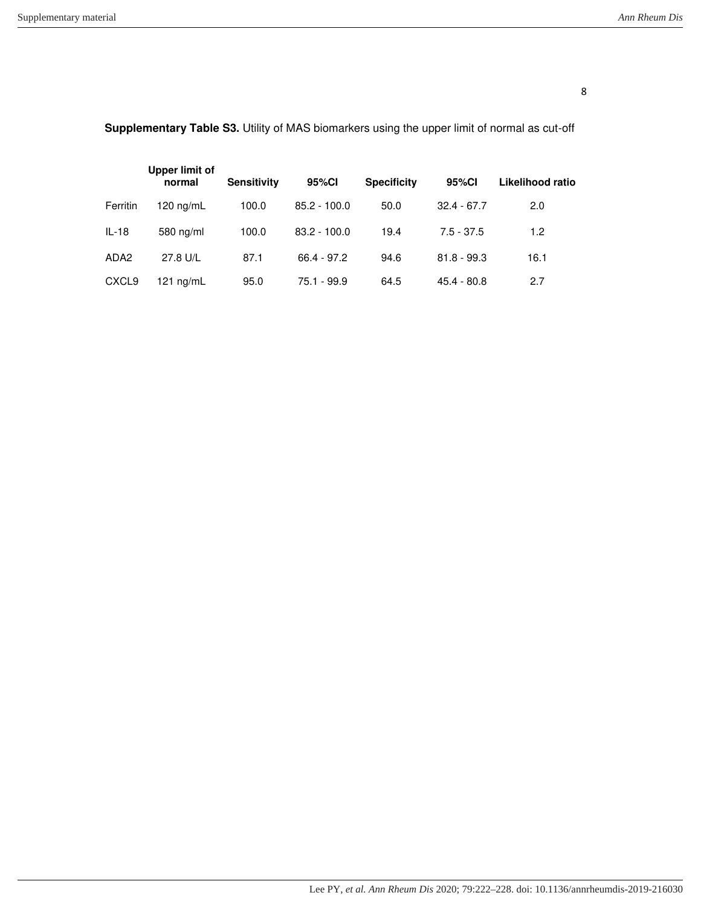**Supplementary Table S3.** Utility of MAS biomarkers using the upper limit of normal as cut-off

|  | Upper limit of normal | Sensitivity | 95%CI | Specificity | 95%CI | Likelihood ratio |
|---|---|---|---|---|---|---|
| Ferritin | 120 ng/mL | 100.0 | 85.2 - 100.0 | 50.0 | 32.4 - 67.7 | 2.0 |
| IL-18 | 580 ng/ml | 100.0 | 83.2 - 100.0 | 19.4 | 7.5 - 37.5 | 1.2 |
| ADA2 | 27.8 U/L | 87.1 | 66.4 - 97.2 | 94.6 | 81.8 - 99.3 | 16.1 |
| CXCL9 | 121 ng/mL | 95.0 | 75.1 - 99.9 | 64.5 | 45.4 - 80.8 | 2.7 |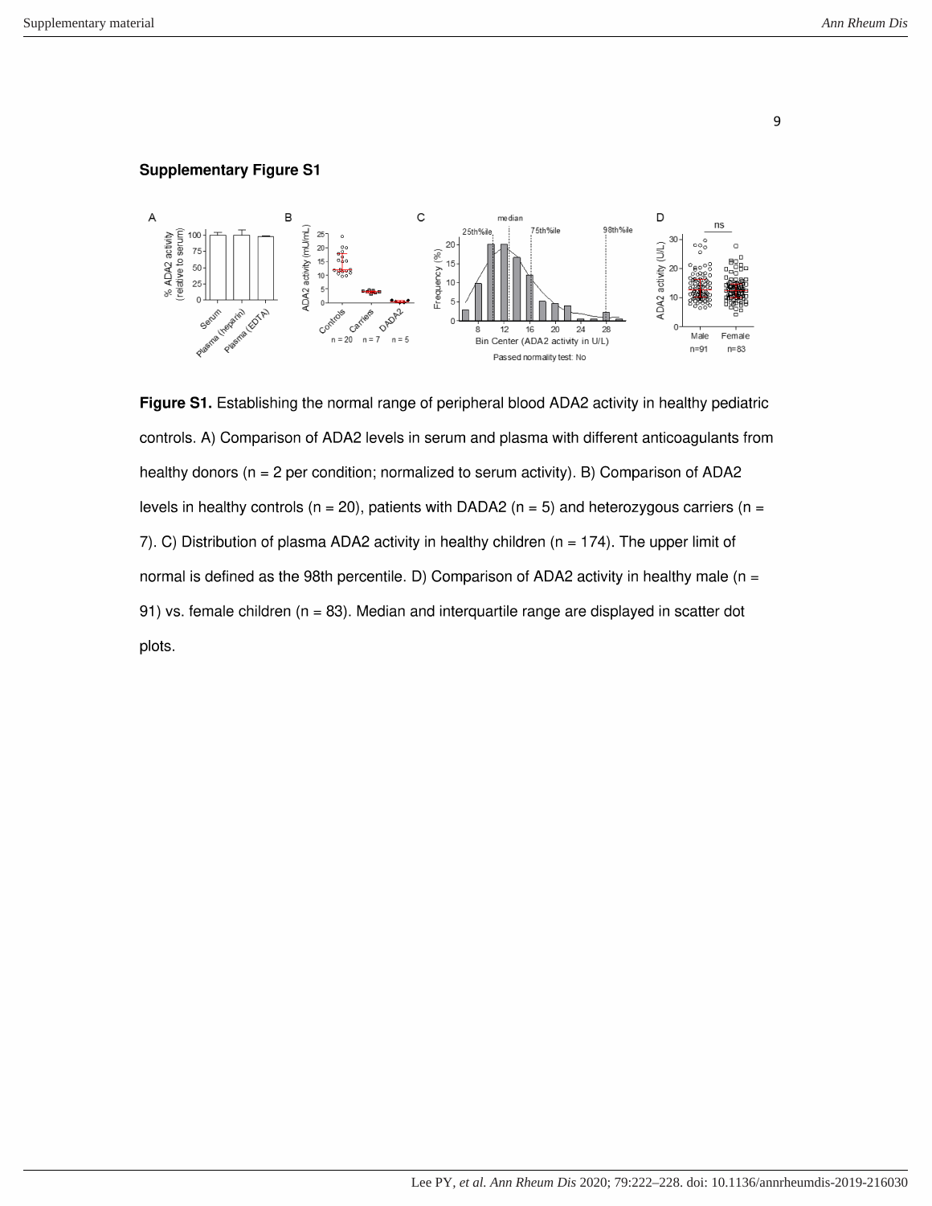**Supplementary Figure S1**

**Figure S1.** Establishing the normal range of peripheral blood ADA2 activity in healthy pediatric controls. A) Comparison of ADA2 levels in serum and plasma with different anticoagulants from healthy donors (n = 2 per condition; normalized to serum activity). B) Comparison of ADA2 levels in healthy controls (n = 20), patients with DADA2 (n = 5) and heterozygous carriers (n = 7). C) Distribution of plasma ADA2 activity in healthy children (n = 174). The upper limit of normal is defined as the 98th percentile. D) Comparison of ADA2 activity in healthy male (n = 91) vs. female children (n = 83). Median and interquartile range are displayed in scatter dot plots.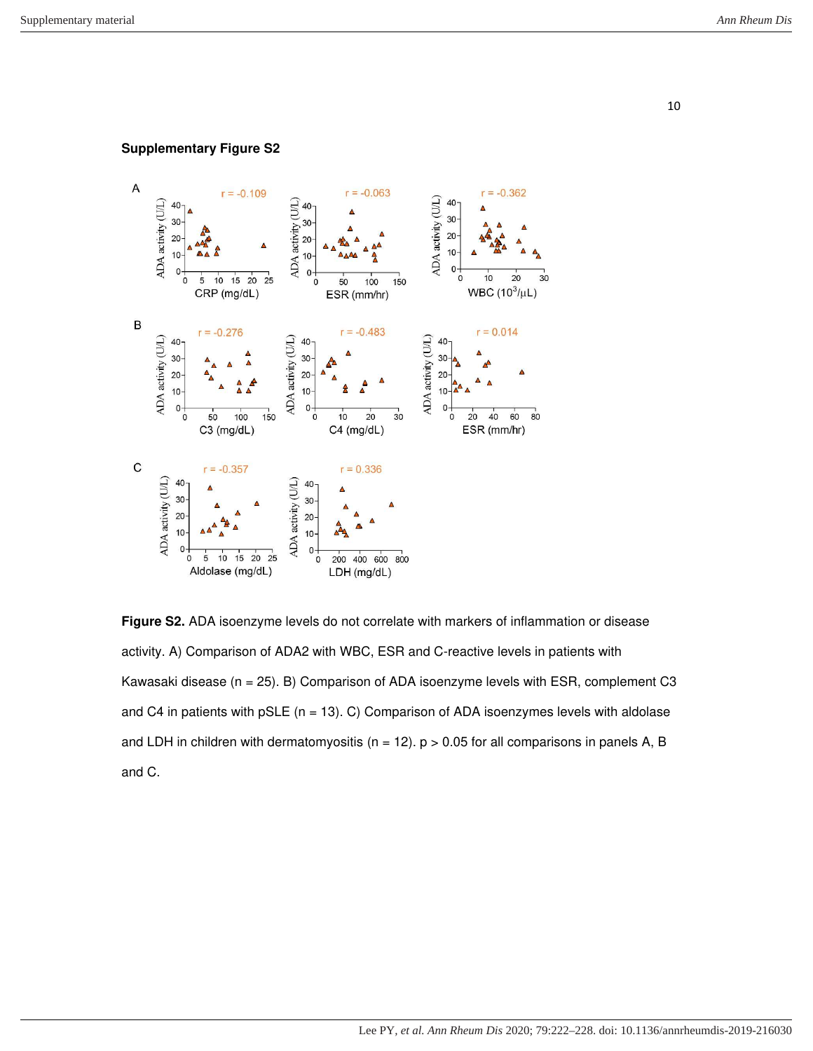**Supplementary Figure S2**

**Figure S2.** ADA isoenzyme levels do not correlate with markers of inflammation or disease activity. A) Comparison of ADA2 with WBC, ESR and C-reactive levels in patients with Kawasaki disease (n = 25). B) Comparison of ADA isoenzyme levels with ESR, complement C3 and C4 in patients with pSLE (n = 13). C) Comparison of ADA isoenzymes levels with aldolase and LDH in children with dermatomyositis (n = 12). p > 0.05 for all comparisons in panels A, B and C.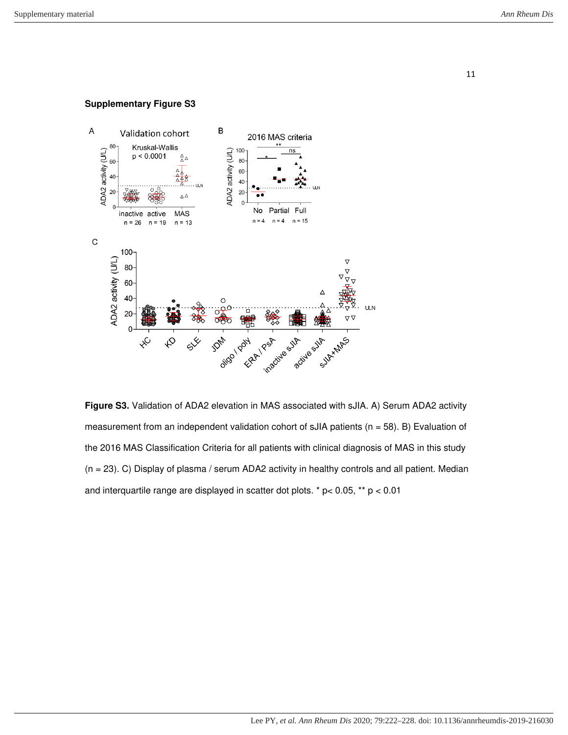**Supplementary Figure S3**

**Figure S3.** Validation of ADA2 elevation in MAS associated with sJIA. A) Serum ADA2 activity measurement from an independent validation cohort of sJIA patients (n = 58). B) Evaluation of the 2016 MAS Classification Criteria for all patients with clinical diagnosis of MAS in this study (n = 23). C) Display of plasma / serum ADA2 activity in healthy controls and all patient. Median and interquartile range are displayed in scatter dot plots. * p< 0.05, ** p < 0.01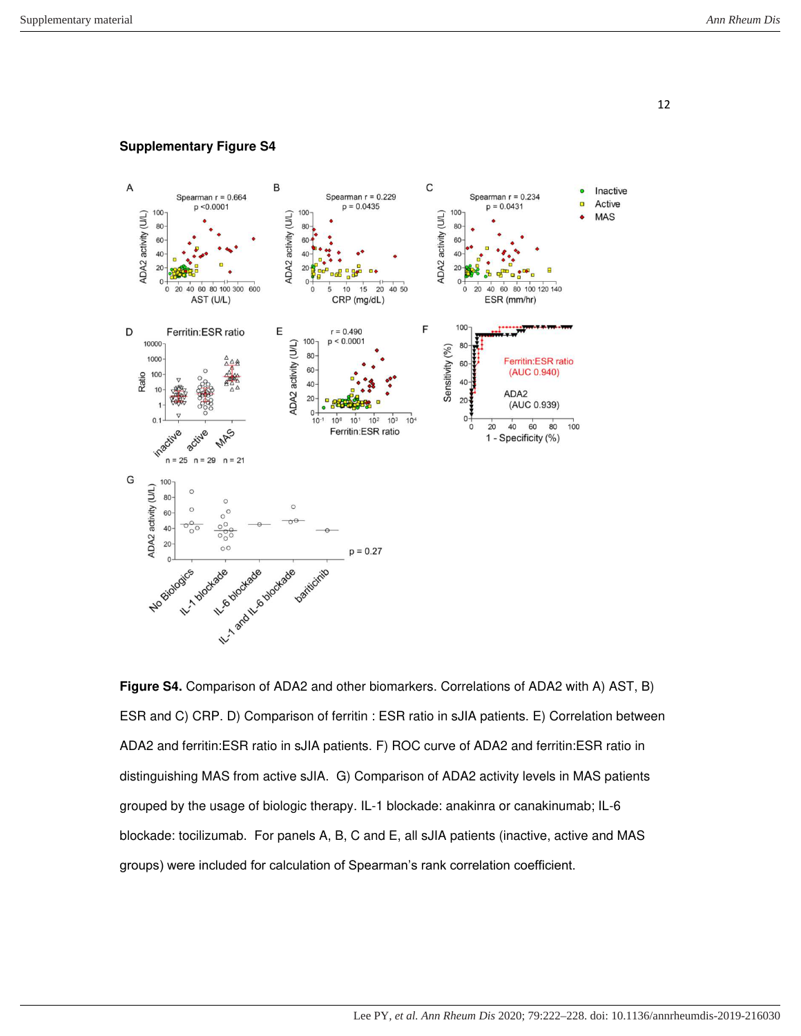**Supplementary Figure S4**

**Figure S4.** Comparison of ADA2 and other biomarkers. Correlations of ADA2 with A) AST, B) ESR and C) CRP. D) Comparison of ferritin : ESR ratio in sJIA patients. E) Correlation between ADA2 and ferritin:ESR ratio in sJIA patients. F) ROC curve of ADA2 and ferritin:ESR ratio in distinguishing MAS from active sJIA. G) Comparison of ADA2 activity levels in MAS patients grouped by the usage of biologic therapy. IL-1 blockade: anakinra or canakinumab; IL-6 blockade: tocilizumab. For panels A, B, C and E, all sJIA patients (inactive, active and MAS groups) were included for calculation of Spearman's rank correlation coefficient.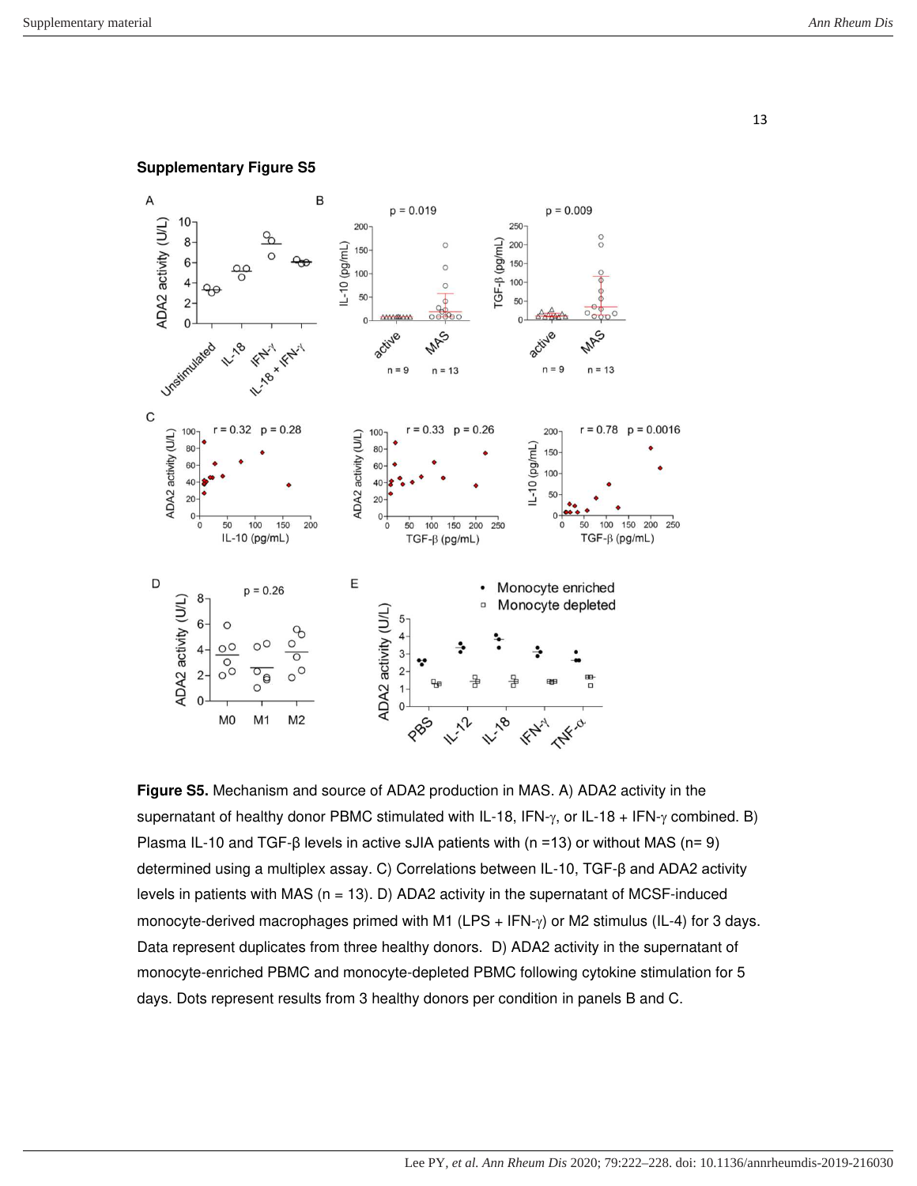**Supplementary Figure S5**

**Figure S5.** Mechanism and source of ADA2 production in MAS. A) ADA2 activity in the supernatant of healthy donor PBMC stimulated with IL-18, IFN-γ, or IL-18 + IFN-γ combined. B) Plasma IL-10 and TGF-β levels in active sJIA patients with (n =13) or without MAS (n= 9) determined using a multiplex assay. C) Correlations between IL-10, TGF-β and ADA2 activity levels in patients with MAS (n = 13). D) ADA2 activity in the supernatant of MCSF-induced monocyte-derived macrophages primed with M1 (LPS + IFN-γ) or M2 stimulus (IL-4) for 3 days. Data represent duplicates from three healthy donors. D) ADA2 activity in the supernatant of monocyte-enriched PBMC and monocyte-depleted PBMC following cytokine stimulation for 5 days. Dots represent results from 3 healthy donors per condition in panels B and C.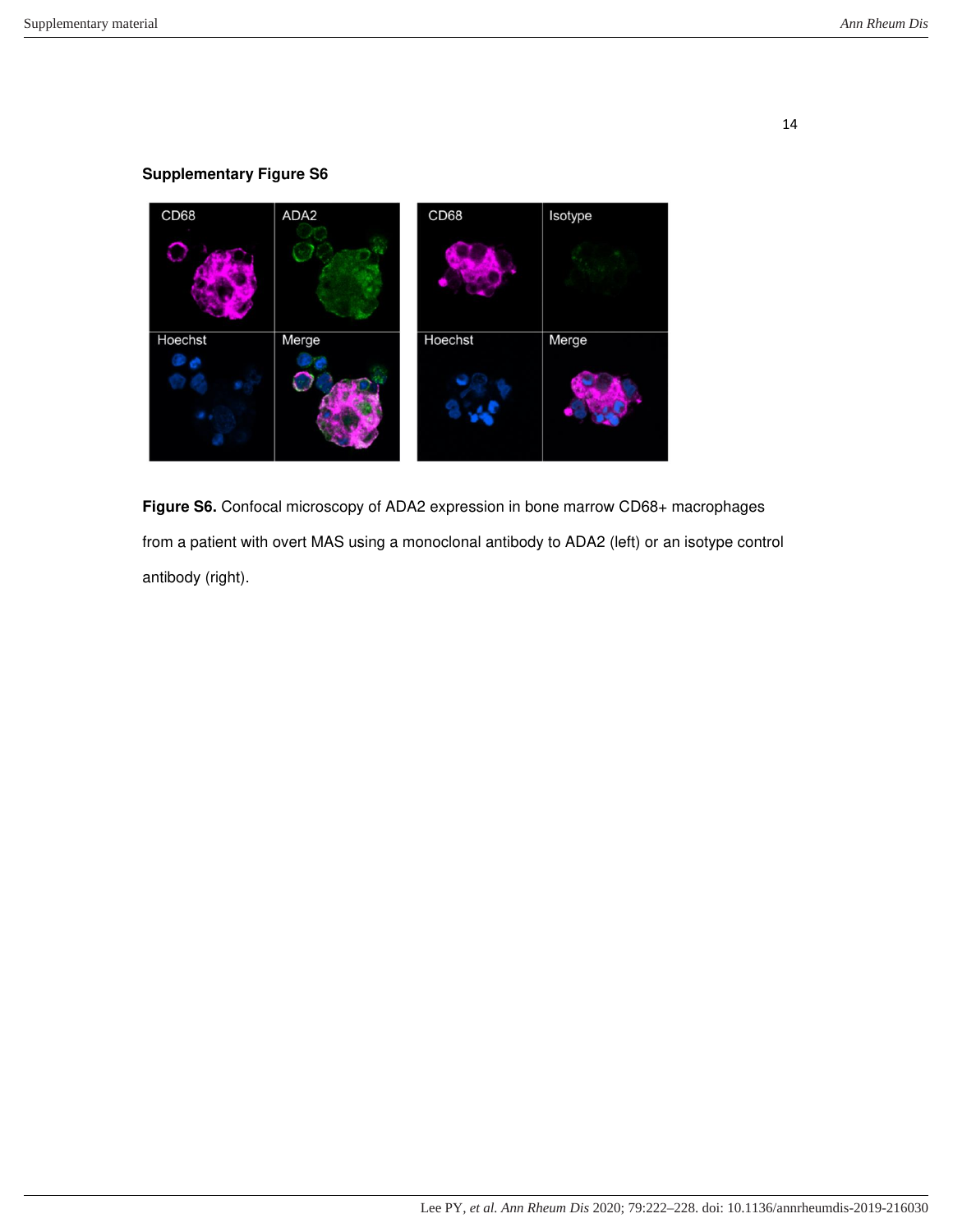**Supplementary Figure S6**

CD68

ADA2

Hoechst

Merge

CD68

Isotype

Hoechst

Merge

**Figure S6.** Confocal microscopy of ADA2 expression in bone marrow CD68+ macrophages from a patient with overt MAS using a monoclonal antibody to ADA2 (left) or an isotype control antibody (right).